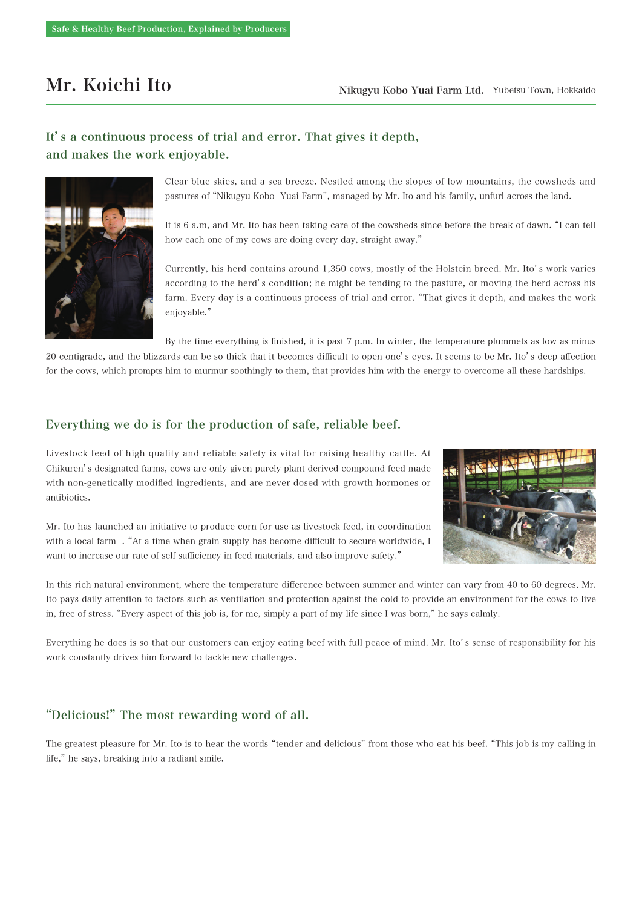Safe & Healthy Beef Production, Explained by Producers

# Mr. Koichi Ito

**Nikugyu Kobo Yuai Farm Ltd.** Yubetsu Town, Hokkaido

## It's a continuous process of trial and error. That gives it depth, and makes the work enjoyable.

Clear blue skies, and a sea breeze. Nestled among the slopes of low mountains, the cowsheds and pastures of "Nikugyu Kobo Yuai Farm", managed by Mr. Ito and his family, unfurl across the land.

It is 6 a.m, and Mr. Ito has been taking care of the cowsheds since before the break of dawn. "I can tell how each one of my cows are doing every day, straight away."

Currently, his herd contains around 1,350 cows, mostly of the Holstein breed. Mr. Ito's work varies according to the herd's condition; he might be tending to the pasture, or moving the herd across his farm. Every day is a continuous process of trial and error. "That gives it depth, and makes the work enjoyable."

By the time everything is finished, it is past 7 p.m. In winter, the temperature plummets as low as minus 20 centigrade, and the blizzards can be so thick that it becomes difficult to open one's eyes. It seems to be Mr. Ito's deep affection for the cows, which prompts him to murmur soothingly to them, that provides him with the energy to overcome all these hardships.

## Everything we do is for the production of safe, reliable beef.

Livestock feed of high quality and reliable safety is vital for raising healthy cattle. At Chikuren's designated farms, cows are only given purely plant-derived compound feed made with non-genetically modified ingredients, and are never dosed with growth hormones or antibiotics.

Mr. Ito has launched an initiative to produce corn for use as livestock feed, in coordination with a local farm . "At a time when grain supply has become difficult to secure worldwide, I want to increase our rate of self-sufficiency in feed materials, and also improve safety."

In this rich natural environment, where the temperature difference between summer and winter can vary from 40 to 60 degrees, Mr. Ito pays daily attention to factors such as ventilation and protection against the cold to provide an environment for the cows to live in, free of stress. "Every aspect of this job is, for me, simply a part of my life since I was born," he says calmly.

Everything he does is so that our customers can enjoy eating beef with full peace of mind. Mr. Ito's sense of responsibility for his work constantly drives him forward to tackle new challenges.

## "Delicious!" The most rewarding word of all.

The greatest pleasure for Mr. Ito is to hear the words "tender and delicious" from those who eat his beef. "This job is my calling in life," he says, breaking into a radiant smile.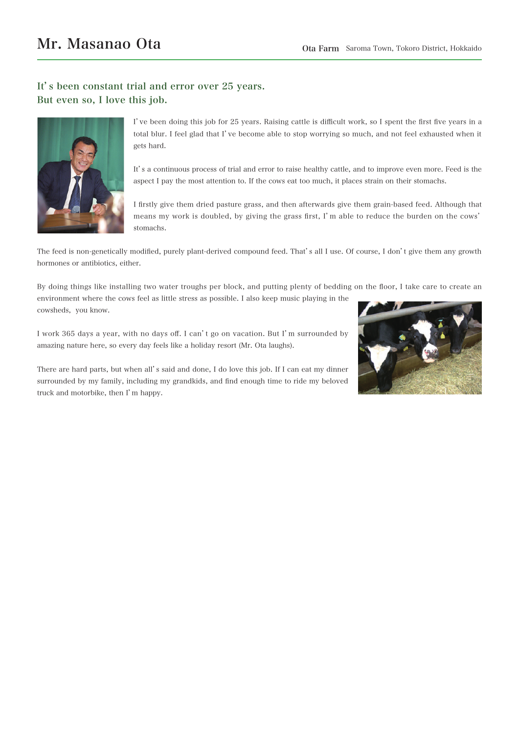# Mr. Masanao Ota

**Ota Farm** Saroma Town, Tokoro District, Hokkaido

## It's been constant trial and error over 25 years. But even so, I love this job.

I've been doing this job for 25 years. Raising cattle is difficult work, so I spent the first five years in a total blur. I feel glad that I've become able to stop worrying so much, and not feel exhausted when it gets hard.

It's a continuous process of trial and error to raise healthy cattle, and to improve even more. Feed is the aspect I pay the most attention to. If the cows eat too much, it places strain on their stomachs.

I firstly give them dried pasture grass, and then afterwards give them grain-based feed. Although that means my work is doubled, by giving the grass first, I'm able to reduce the burden on the cows' stomachs.

The feed is non-genetically modified, purely plant-derived compound feed. That's all I use. Of course, I don't give them any growth hormones or antibiotics, either.

By doing things like installing two water troughs per block, and putting plenty of bedding on the floor, I take care to create an environment where the cows feel as little stress as possible. I also keep music playing in the cowsheds, you know.

I work 365 days a year, with no days off. I can't go on vacation. But I'm surrounded by amazing nature here, so every day feels like a holiday resort (Mr. Ota laughs).

There are hard parts, but when all's said and done, I do love this job. If I can eat my dinner surrounded by my family, including my grandkids, and find enough time to ride my beloved truck and motorbike, then I'm happy.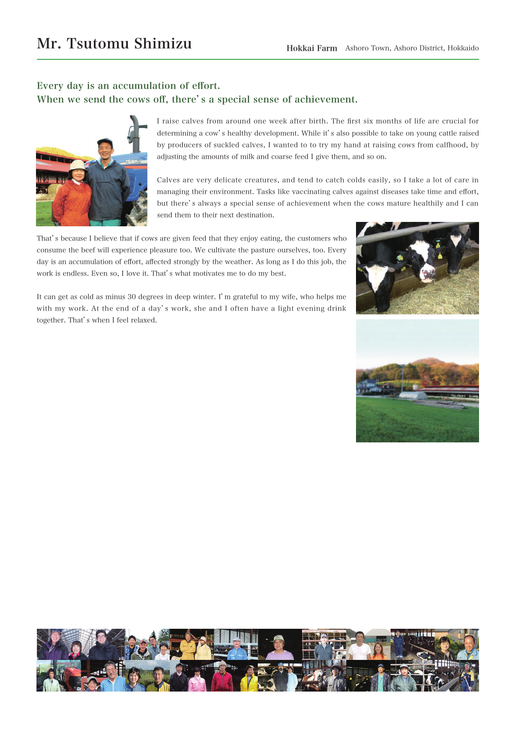# Mr. Tsutomu Shimizu

**Hokkai Farm** Ashoro Town, Ashoro District, Hokkaido

## Every day is an accumulation of effort.
## When we send the cows off, there's a special sense of achievement.

I raise calves from around one week after birth. The first six months of life are crucial for determining a cow's healthy development. While it's also possible to take on young cattle raised by producers of suckled calves, I wanted to to try my hand at raising cows from calfhood, by adjusting the amounts of milk and coarse feed I give them, and so on.

Calves are very delicate creatures, and tend to catch colds easily, so I take a lot of care in managing their environment. Tasks like vaccinating calves against diseases take time and effort, but there's always a special sense of achievement when the cows mature healthily and I can send them to their next destination.

That's because I believe that if cows are given feed that they enjoy eating, the customers who consume the beef will experience pleasure too. We cultivate the pasture ourselves, too. Every day is an accumulation of effort, affected strongly by the weather. As long as I do this job, the work is endless. Even so, I love it. That's what motivates me to do my best.

It can get as cold as minus 30 degrees in deep winter. I'm grateful to my wife, who helps me with my work. At the end of a day's work, she and I often have a light evening drink together. That's when I feel relaxed.